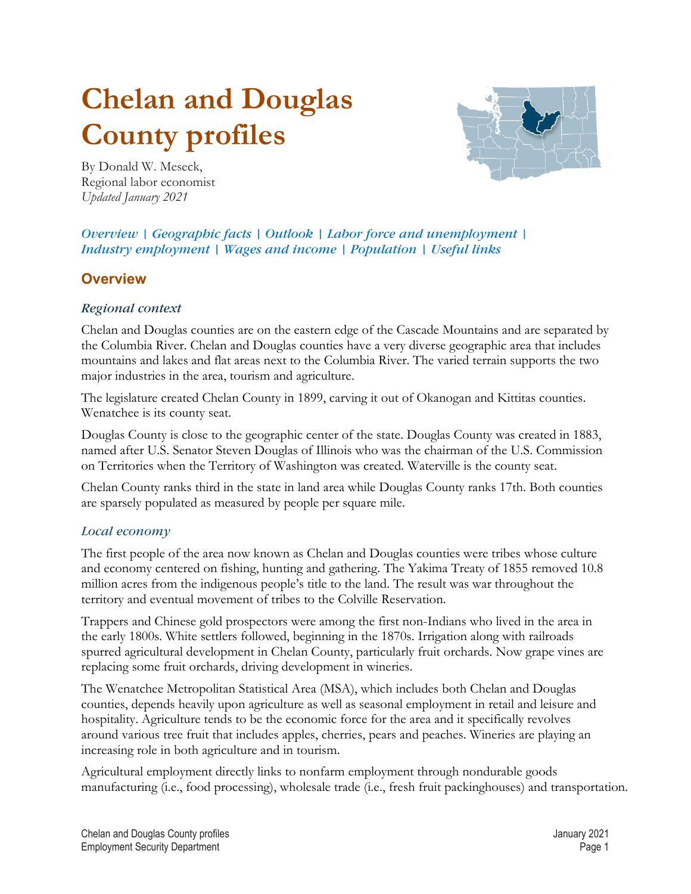# Chelan and Douglas County profiles

By Donald W. Meseck,
Regional labor economist
*Updated January 2021*

*Overview | Geographic facts | Outlook | Labor force and unemployment | Industry employment | Wages and income | Population | Useful links*

## Overview

### *Regional context*

Chelan and Douglas counties are on the eastern edge of the Cascade Mountains and are separated by the Columbia River. Chelan and Douglas counties have a very diverse geographic area that includes mountains and lakes and flat areas next to the Columbia River. The varied terrain supports the two major industries in the area, tourism and agriculture.

The legislature created Chelan County in 1899, carving it out of Okanogan and Kittitas counties. Wenatchee is its county seat.

Douglas County is close to the geographic center of the state. Douglas County was created in 1883, named after U.S. Senator Steven Douglas of Illinois who was the chairman of the U.S. Commission on Territories when the Territory of Washington was created. Waterville is the county seat.

Chelan County ranks third in the state in land area while Douglas County ranks 17th. Both counties are sparsely populated as measured by people per square mile.

### *Local economy*

The first people of the area now known as Chelan and Douglas counties were tribes whose culture and economy centered on fishing, hunting and gathering. The Yakima Treaty of 1855 removed 10.8 million acres from the indigenous people's title to the land. The result was war throughout the territory and eventual movement of tribes to the Colville Reservation.

Trappers and Chinese gold prospectors were among the first non-Indians who lived in the area in the early 1800s. White settlers followed, beginning in the 1870s. Irrigation along with railroads spurred agricultural development in Chelan County, particularly fruit orchards. Now grape vines are replacing some fruit orchards, driving development in wineries.

The Wenatchee Metropolitan Statistical Area (MSA), which includes both Chelan and Douglas counties, depends heavily upon agriculture as well as seasonal employment in retail and leisure and hospitality. Agriculture tends to be the economic force for the area and it specifically revolves around various tree fruit that includes apples, cherries, pears and peaches. Wineries are playing an increasing role in both agriculture and in tourism.

Agricultural employment directly links to nonfarm employment through nondurable goods manufacturing (i.e., food processing), wholesale trade (i.e., fresh fruit packinghouses) and transportation.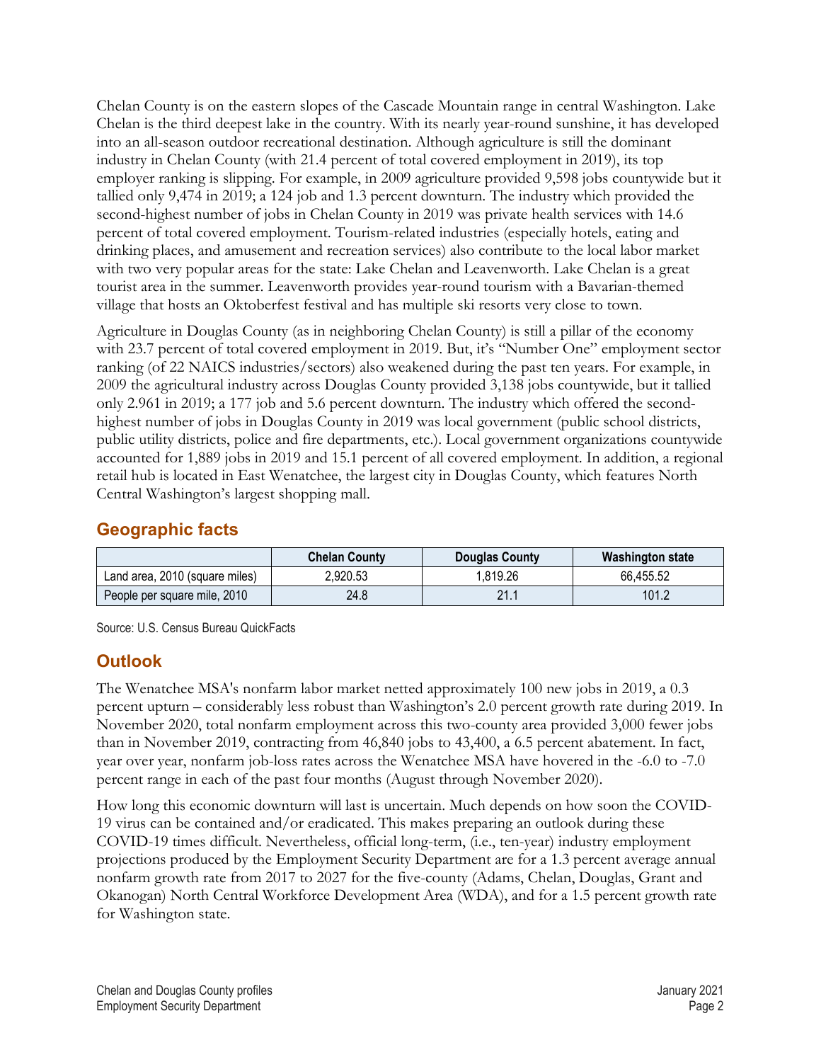Chelan County is on the eastern slopes of the Cascade Mountain range in central Washington. Lake Chelan is the third deepest lake in the country. With its nearly year-round sunshine, it has developed into an all-season outdoor recreational destination. Although agriculture is still the dominant industry in Chelan County (with 21.4 percent of total covered employment in 2019), its top employer ranking is slipping. For example, in 2009 agriculture provided 9,598 jobs countywide but it tallied only 9,474 in 2019; a 124 job and 1.3 percent downturn. The industry which provided the second-highest number of jobs in Chelan County in 2019 was private health services with 14.6 percent of total covered employment. Tourism-related industries (especially hotels, eating and drinking places, and amusement and recreation services) also contribute to the local labor market with two very popular areas for the state: Lake Chelan and Leavenworth. Lake Chelan is a great tourist area in the summer. Leavenworth provides year-round tourism with a Bavarian-themed village that hosts an Oktoberfest festival and has multiple ski resorts very close to town.

Agriculture in Douglas County (as in neighboring Chelan County) is still a pillar of the economy with 23.7 percent of total covered employment in 2019. But, it's "Number One" employment sector ranking (of 22 NAICS industries/sectors) also weakened during the past ten years. For example, in 2009 the agricultural industry across Douglas County provided 3,138 jobs countywide, but it tallied only 2.961 in 2019; a 177 job and 5.6 percent downturn. The industry which offered the second-highest number of jobs in Douglas County in 2019 was local government (public school districts, public utility districts, police and fire departments, etc.). Local government organizations countywide accounted for 1,889 jobs in 2019 and 15.1 percent of all covered employment. In addition, a regional retail hub is located in East Wenatchee, the largest city in Douglas County, which features North Central Washington's largest shopping mall.

## Geographic facts

| | Chelan County | Douglas County | Washington state |
|---|---|---|---|
| Land area, 2010 (square miles) | 2,920.53 | 1,819.26 | 66,455.52 |
| People per square mile, 2010 | 24.8 | 21.1 | 101.2 |

Source: U.S. Census Bureau QuickFacts

## Outlook

The Wenatchee MSA's nonfarm labor market netted approximately 100 new jobs in 2019, a 0.3 percent upturn – considerably less robust than Washington's 2.0 percent growth rate during 2019. In November 2020, total nonfarm employment across this two-county area provided 3,000 fewer jobs than in November 2019, contracting from 46,840 jobs to 43,400, a 6.5 percent abatement. In fact, year over year, nonfarm job-loss rates across the Wenatchee MSA have hovered in the -6.0 to -7.0 percent range in each of the past four months (August through November 2020).

How long this economic downturn will last is uncertain. Much depends on how soon the COVID-19 virus can be contained and/or eradicated. This makes preparing an outlook during these COVID-19 times difficult. Nevertheless, official long-term, (i.e., ten-year) industry employment projections produced by the Employment Security Department are for a 1.3 percent average annual nonfarm growth rate from 2017 to 2027 for the five-county (Adams, Chelan, Douglas, Grant and Okanogan) North Central Workforce Development Area (WDA), and for a 1.5 percent growth rate for Washington state.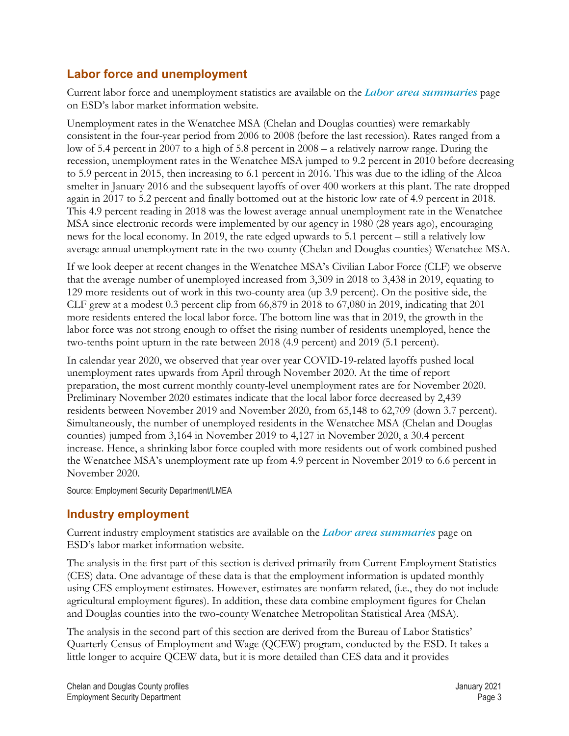## Labor force and unemployment

Current labor force and unemployment statistics are available on the ***Labor area summaries*** page on ESD's labor market information website.

Unemployment rates in the Wenatchee MSA (Chelan and Douglas counties) were remarkably consistent in the four-year period from 2006 to 2008 (before the last recession). Rates ranged from a low of 5.4 percent in 2007 to a high of 5.8 percent in 2008 – a relatively narrow range. During the recession, unemployment rates in the Wenatchee MSA jumped to 9.2 percent in 2010 before decreasing to 5.9 percent in 2015, then increasing to 6.1 percent in 2016. This was due to the idling of the Alcoa smelter in January 2016 and the subsequent layoffs of over 400 workers at this plant. The rate dropped again in 2017 to 5.2 percent and finally bottomed out at the historic low rate of 4.9 percent in 2018. This 4.9 percent reading in 2018 was the lowest average annual unemployment rate in the Wenatchee MSA since electronic records were implemented by our agency in 1980 (28 years ago), encouraging news for the local economy. In 2019, the rate edged upwards to 5.1 percent – still a relatively low average annual unemployment rate in the two-county (Chelan and Douglas counties) Wenatchee MSA.

If we look deeper at recent changes in the Wenatchee MSA's Civilian Labor Force (CLF) we observe that the average number of unemployed increased from 3,309 in 2018 to 3,438 in 2019, equating to 129 more residents out of work in this two-county area (up 3.9 percent). On the positive side, the CLF grew at a modest 0.3 percent clip from 66,879 in 2018 to 67,080 in 2019, indicating that 201 more residents entered the local labor force. The bottom line was that in 2019, the growth in the labor force was not strong enough to offset the rising number of residents unemployed, hence the two-tenths point upturn in the rate between 2018 (4.9 percent) and 2019 (5.1 percent).

In calendar year 2020, we observed that year over year COVID-19-related layoffs pushed local unemployment rates upwards from April through November 2020. At the time of report preparation, the most current monthly county-level unemployment rates are for November 2020. Preliminary November 2020 estimates indicate that the local labor force decreased by 2,439 residents between November 2019 and November 2020, from 65,148 to 62,709 (down 3.7 percent). Simultaneously, the number of unemployed residents in the Wenatchee MSA (Chelan and Douglas counties) jumped from 3,164 in November 2019 to 4,127 in November 2020, a 30.4 percent increase. Hence, a shrinking labor force coupled with more residents out of work combined pushed the Wenatchee MSA's unemployment rate up from 4.9 percent in November 2019 to 6.6 percent in November 2020.

Source: Employment Security Department/LMEA

## Industry employment

Current industry employment statistics are available on the ***Labor area summaries*** page on ESD's labor market information website.

The analysis in the first part of this section is derived primarily from Current Employment Statistics (CES) data. One advantage of these data is that the employment information is updated monthly using CES employment estimates. However, estimates are nonfarm related, (i.e., they do not include agricultural employment figures). In addition, these data combine employment figures for Chelan and Douglas counties into the two-county Wenatchee Metropolitan Statistical Area (MSA).

The analysis in the second part of this section are derived from the Bureau of Labor Statistics' Quarterly Census of Employment and Wage (QCEW) program, conducted by the ESD. It takes a little longer to acquire QCEW data, but it is more detailed than CES data and it provides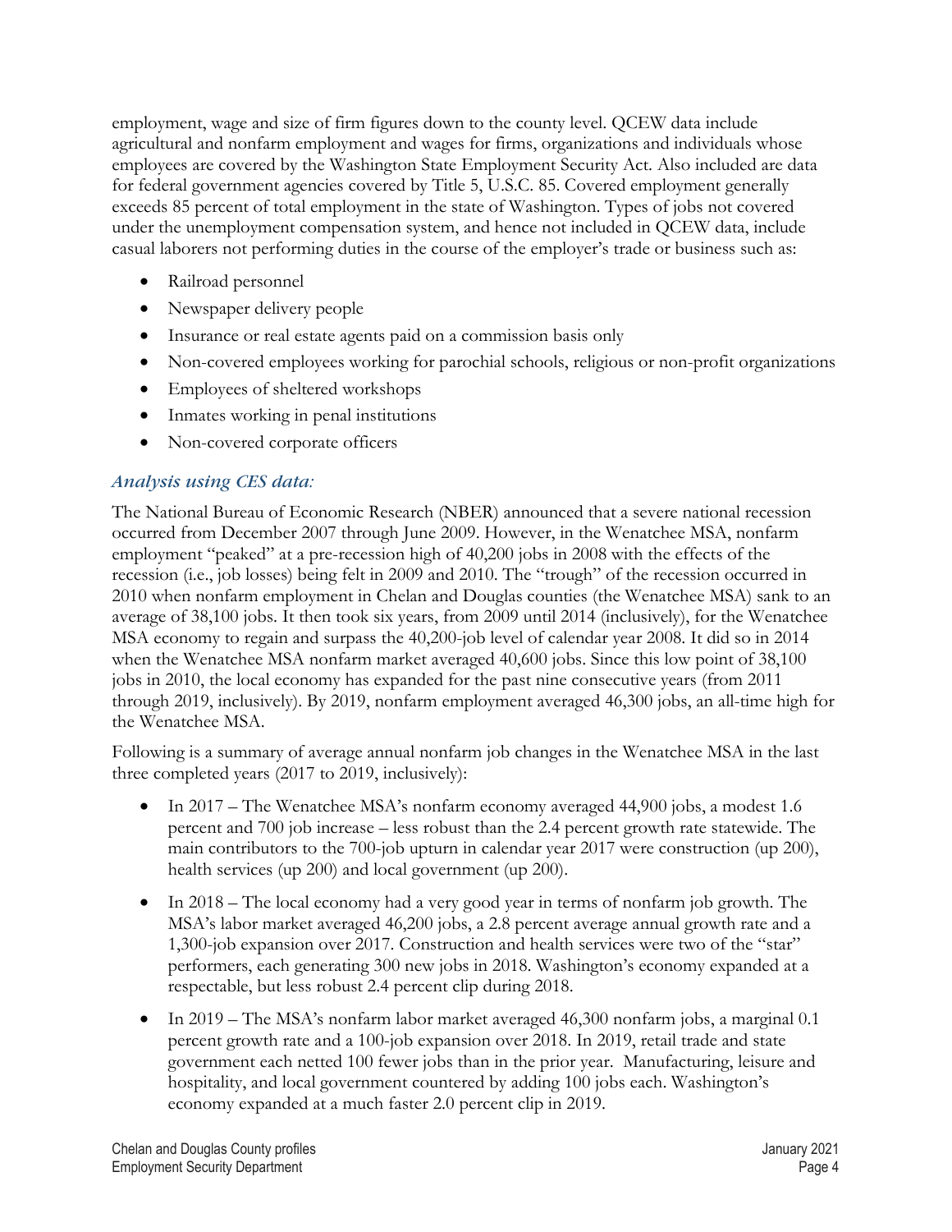employment, wage and size of firm figures down to the county level. QCEW data include agricultural and nonfarm employment and wages for firms, organizations and individuals whose employees are covered by the Washington State Employment Security Act. Also included are data for federal government agencies covered by Title 5, U.S.C. 85. Covered employment generally exceeds 85 percent of total employment in the state of Washington. Types of jobs not covered under the unemployment compensation system, and hence not included in QCEW data, include casual laborers not performing duties in the course of the employer's trade or business such as:

- Railroad personnel
- Newspaper delivery people
- Insurance or real estate agents paid on a commission basis only
- Non-covered employees working for parochial schools, religious or non-profit organizations
- Employees of sheltered workshops
- Inmates working in penal institutions
- Non-covered corporate officers

### *Analysis using CES data:*

The National Bureau of Economic Research (NBER) announced that a severe national recession occurred from December 2007 through June 2009. However, in the Wenatchee MSA, nonfarm employment "peaked" at a pre-recession high of 40,200 jobs in 2008 with the effects of the recession (i.e., job losses) being felt in 2009 and 2010. The "trough" of the recession occurred in 2010 when nonfarm employment in Chelan and Douglas counties (the Wenatchee MSA) sank to an average of 38,100 jobs. It then took six years, from 2009 until 2014 (inclusively), for the Wenatchee MSA economy to regain and surpass the 40,200-job level of calendar year 2008. It did so in 2014 when the Wenatchee MSA nonfarm market averaged 40,600 jobs. Since this low point of 38,100 jobs in 2010, the local economy has expanded for the past nine consecutive years (from 2011 through 2019, inclusively). By 2019, nonfarm employment averaged 46,300 jobs, an all-time high for the Wenatchee MSA.

Following is a summary of average annual nonfarm job changes in the Wenatchee MSA in the last three completed years (2017 to 2019, inclusively):

- In 2017 – The Wenatchee MSA's nonfarm economy averaged 44,900 jobs, a modest 1.6 percent and 700 job increase – less robust than the 2.4 percent growth rate statewide. The main contributors to the 700-job upturn in calendar year 2017 were construction (up 200), health services (up 200) and local government (up 200).
- In 2018 – The local economy had a very good year in terms of nonfarm job growth. The MSA's labor market averaged 46,200 jobs, a 2.8 percent average annual growth rate and a 1,300-job expansion over 2017. Construction and health services were two of the "star" performers, each generating 300 new jobs in 2018. Washington's economy expanded at a respectable, but less robust 2.4 percent clip during 2018.
- In 2019 – The MSA's nonfarm labor market averaged 46,300 nonfarm jobs, a marginal 0.1 percent growth rate and a 100-job expansion over 2018. In 2019, retail trade and state government each netted 100 fewer jobs than in the prior year. Manufacturing, leisure and hospitality, and local government countered by adding 100 jobs each. Washington's economy expanded at a much faster 2.0 percent clip in 2019.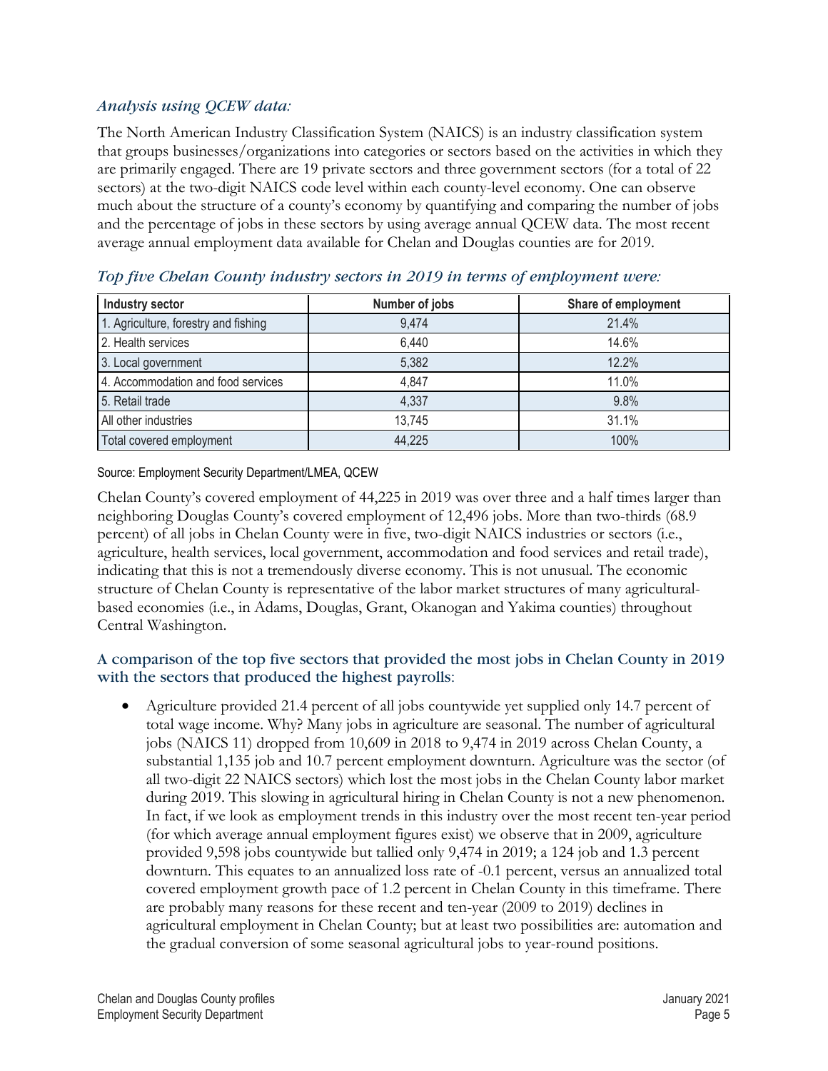### *Analysis using QCEW data:*

The North American Industry Classification System (NAICS) is an industry classification system that groups businesses/organizations into categories or sectors based on the activities in which they are primarily engaged. There are 19 private sectors and three government sectors (for a total of 22 sectors) at the two-digit NAICS code level within each county-level economy. One can observe much about the structure of a county's economy by quantifying and comparing the number of jobs and the percentage of jobs in these sectors by using average annual QCEW data. The most recent average annual employment data available for Chelan and Douglas counties are for 2019.

### *Top five Chelan County industry sectors in 2019 in terms of employment were:*

| Industry sector | Number of jobs | Share of employment |
|---|---|---|
| 1. Agriculture, forestry and fishing | 9,474 | 21.4% |
| 2. Health services | 6,440 | 14.6% |
| 3. Local government | 5,382 | 12.2% |
| 4. Accommodation and food services | 4,847 | 11.0% |
| 5. Retail trade | 4,337 | 9.8% |
| All other industries | 13,745 | 31.1% |
| Total covered employment | 44,225 | 100% |

Source: Employment Security Department/LMEA, QCEW

Chelan County's covered employment of 44,225 in 2019 was over three and a half times larger than neighboring Douglas County's covered employment of 12,496 jobs. More than two-thirds (68.9 percent) of all jobs in Chelan County were in five, two-digit NAICS industries or sectors (i.e., agriculture, health services, local government, accommodation and food services and retail trade), indicating that this is not a tremendously diverse economy. This is not unusual. The economic structure of Chelan County is representative of the labor market structures of many agricultural-based economies (i.e., in Adams, Douglas, Grant, Okanogan and Yakima counties) throughout Central Washington.

### A comparison of the top five sectors that provided the most jobs in Chelan County in 2019 with the sectors that produced the highest payrolls:

- Agriculture provided 21.4 percent of all jobs countywide yet supplied only 14.7 percent of total wage income. Why? Many jobs in agriculture are seasonal. The number of agricultural jobs (NAICS 11) dropped from 10,609 in 2018 to 9,474 in 2019 across Chelan County, a substantial 1,135 job and 10.7 percent employment downturn. Agriculture was the sector (of all two-digit 22 NAICS sectors) which lost the most jobs in the Chelan County labor market during 2019. This slowing in agricultural hiring in Chelan County is not a new phenomenon. In fact, if we look as employment trends in this industry over the most recent ten-year period (for which average annual employment figures exist) we observe that in 2009, agriculture provided 9,598 jobs countywide but tallied only 9,474 in 2019; a 124 job and 1.3 percent downturn. This equates to an annualized loss rate of -0.1 percent, versus an annualized total covered employment growth pace of 1.2 percent in Chelan County in this timeframe. There are probably many reasons for these recent and ten-year (2009 to 2019) declines in agricultural employment in Chelan County; but at least two possibilities are: automation and the gradual conversion of some seasonal agricultural jobs to year-round positions.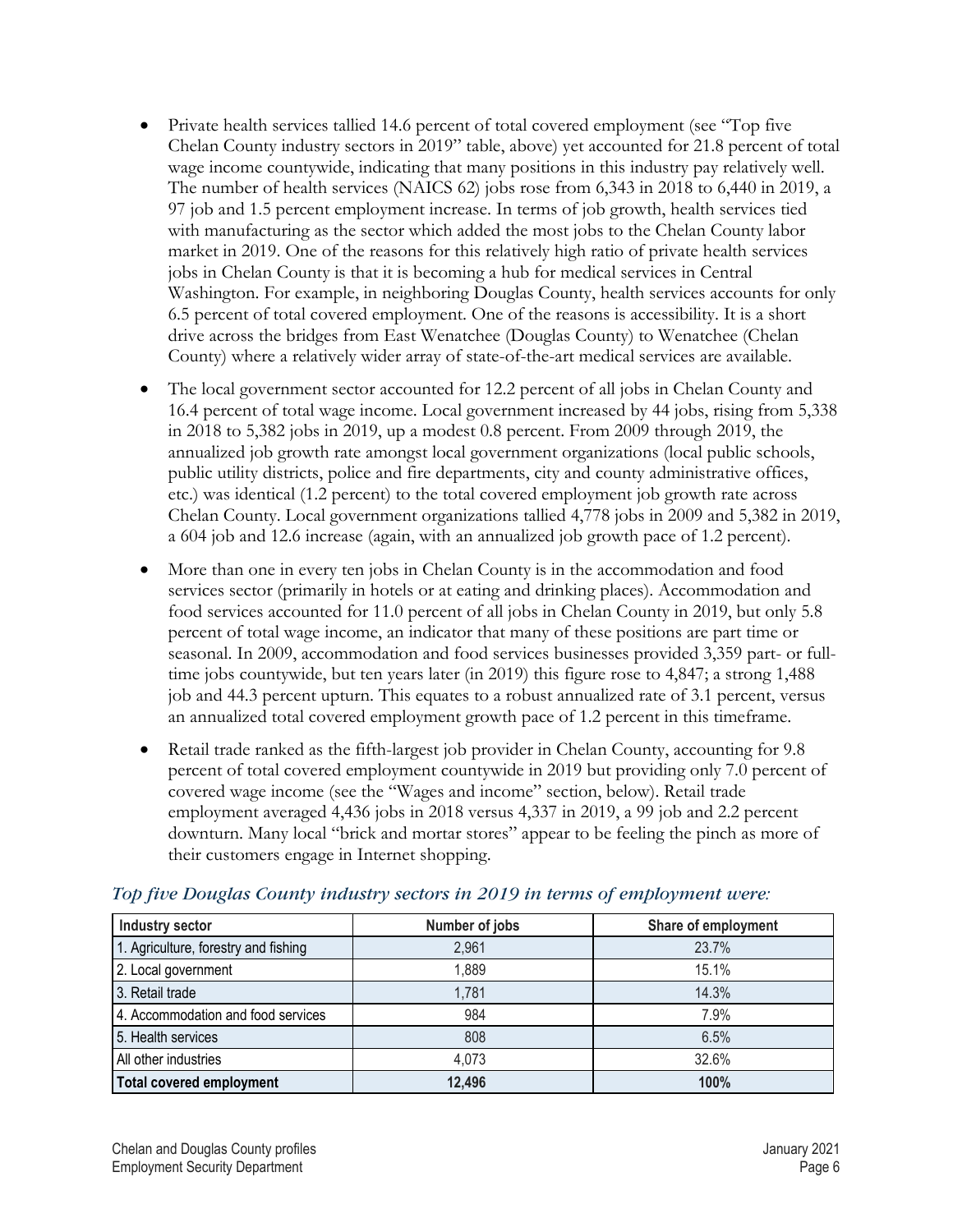- Private health services tallied 14.6 percent of total covered employment (see "Top five Chelan County industry sectors in 2019" table, above) yet accounted for 21.8 percent of total wage income countywide, indicating that many positions in this industry pay relatively well. The number of health services (NAICS 62) jobs rose from 6,343 in 2018 to 6,440 in 2019, a 97 job and 1.5 percent employment increase. In terms of job growth, health services tied with manufacturing as the sector which added the most jobs to the Chelan County labor market in 2019. One of the reasons for this relatively high ratio of private health services jobs in Chelan County is that it is becoming a hub for medical services in Central Washington. For example, in neighboring Douglas County, health services accounts for only 6.5 percent of total covered employment. One of the reasons is accessibility. It is a short drive across the bridges from East Wenatchee (Douglas County) to Wenatchee (Chelan County) where a relatively wider array of state-of-the-art medical services are available.
- The local government sector accounted for 12.2 percent of all jobs in Chelan County and 16.4 percent of total wage income. Local government increased by 44 jobs, rising from 5,338 in 2018 to 5,382 jobs in 2019, up a modest 0.8 percent. From 2009 through 2019, the annualized job growth rate amongst local government organizations (local public schools, public utility districts, police and fire departments, city and county administrative offices, etc.) was identical (1.2 percent) to the total covered employment job growth rate across Chelan County. Local government organizations tallied 4,778 jobs in 2009 and 5,382 in 2019, a 604 job and 12.6 increase (again, with an annualized job growth pace of 1.2 percent).
- More than one in every ten jobs in Chelan County is in the accommodation and food services sector (primarily in hotels or at eating and drinking places). Accommodation and food services accounted for 11.0 percent of all jobs in Chelan County in 2019, but only 5.8 percent of total wage income, an indicator that many of these positions are part time or seasonal. In 2009, accommodation and food services businesses provided 3,359 part- or full-time jobs countywide, but ten years later (in 2019) this figure rose to 4,847; a strong 1,488 job and 44.3 percent upturn. This equates to a robust annualized rate of 3.1 percent, versus an annualized total covered employment growth pace of 1.2 percent in this timeframe.
- Retail trade ranked as the fifth-largest job provider in Chelan County, accounting for 9.8 percent of total covered employment countywide in 2019 but providing only 7.0 percent of covered wage income (see the "Wages and income" section, below). Retail trade employment averaged 4,436 jobs in 2018 versus 4,337 in 2019, a 99 job and 2.2 percent downturn. Many local "brick and mortar stores" appear to be feeling the pinch as more of their customers engage in Internet shopping.

### *Top five Douglas County industry sectors in 2019 in terms of employment were:*

| Industry sector | Number of jobs | Share of employment |
|---|---|---|
| 1. Agriculture, forestry and fishing | 2,961 | 23.7% |
| 2. Local government | 1,889 | 15.1% |
| 3. Retail trade | 1,781 | 14.3% |
| 4. Accommodation and food services | 984 | 7.9% |
| 5. Health services | 808 | 6.5% |
| All other industries | 4,073 | 32.6% |
| **Total covered employment** | **12,496** | **100%** |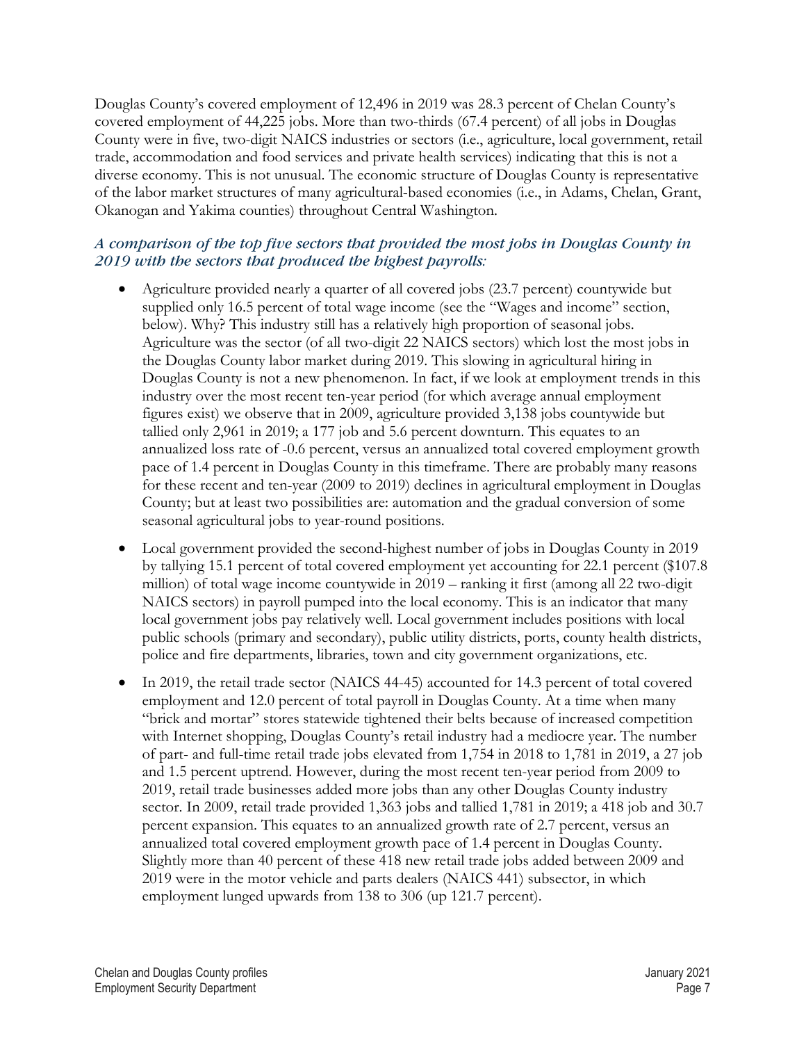Douglas County's covered employment of 12,496 in 2019 was 28.3 percent of Chelan County's covered employment of 44,225 jobs. More than two-thirds (67.4 percent) of all jobs in Douglas County were in five, two-digit NAICS industries or sectors (i.e., agriculture, local government, retail trade, accommodation and food services and private health services) indicating that this is not a diverse economy. This is not unusual. The economic structure of Douglas County is representative of the labor market structures of many agricultural-based economies (i.e., in Adams, Chelan, Grant, Okanogan and Yakima counties) throughout Central Washington.

### *A comparison of the top five sectors that provided the most jobs in Douglas County in 2019 with the sectors that produced the highest payrolls:*

- Agriculture provided nearly a quarter of all covered jobs (23.7 percent) countywide but supplied only 16.5 percent of total wage income (see the "Wages and income" section, below). Why? This industry still has a relatively high proportion of seasonal jobs. Agriculture was the sector (of all two-digit 22 NAICS sectors) which lost the most jobs in the Douglas County labor market during 2019. This slowing in agricultural hiring in Douglas County is not a new phenomenon. In fact, if we look at employment trends in this industry over the most recent ten-year period (for which average annual employment figures exist) we observe that in 2009, agriculture provided 3,138 jobs countywide but tallied only 2,961 in 2019; a 177 job and 5.6 percent downturn. This equates to an annualized loss rate of -0.6 percent, versus an annualized total covered employment growth pace of 1.4 percent in Douglas County in this timeframe. There are probably many reasons for these recent and ten-year (2009 to 2019) declines in agricultural employment in Douglas County; but at least two possibilities are: automation and the gradual conversion of some seasonal agricultural jobs to year-round positions.
- Local government provided the second-highest number of jobs in Douglas County in 2019 by tallying 15.1 percent of total covered employment yet accounting for 22.1 percent ($107.8 million) of total wage income countywide in 2019 – ranking it first (among all 22 two-digit NAICS sectors) in payroll pumped into the local economy. This is an indicator that many local government jobs pay relatively well. Local government includes positions with local public schools (primary and secondary), public utility districts, ports, county health districts, police and fire departments, libraries, town and city government organizations, etc.
- In 2019, the retail trade sector (NAICS 44-45) accounted for 14.3 percent of total covered employment and 12.0 percent of total payroll in Douglas County. At a time when many "brick and mortar" stores statewide tightened their belts because of increased competition with Internet shopping, Douglas County's retail industry had a mediocre year. The number of part- and full-time retail trade jobs elevated from 1,754 in 2018 to 1,781 in 2019, a 27 job and 1.5 percent uptrend. However, during the most recent ten-year period from 2009 to 2019, retail trade businesses added more jobs than any other Douglas County industry sector. In 2009, retail trade provided 1,363 jobs and tallied 1,781 in 2019; a 418 job and 30.7 percent expansion. This equates to an annualized growth rate of 2.7 percent, versus an annualized total covered employment growth pace of 1.4 percent in Douglas County. Slightly more than 40 percent of these 418 new retail trade jobs added between 2009 and 2019 were in the motor vehicle and parts dealers (NAICS 441) subsector, in which employment lunged upwards from 138 to 306 (up 121.7 percent).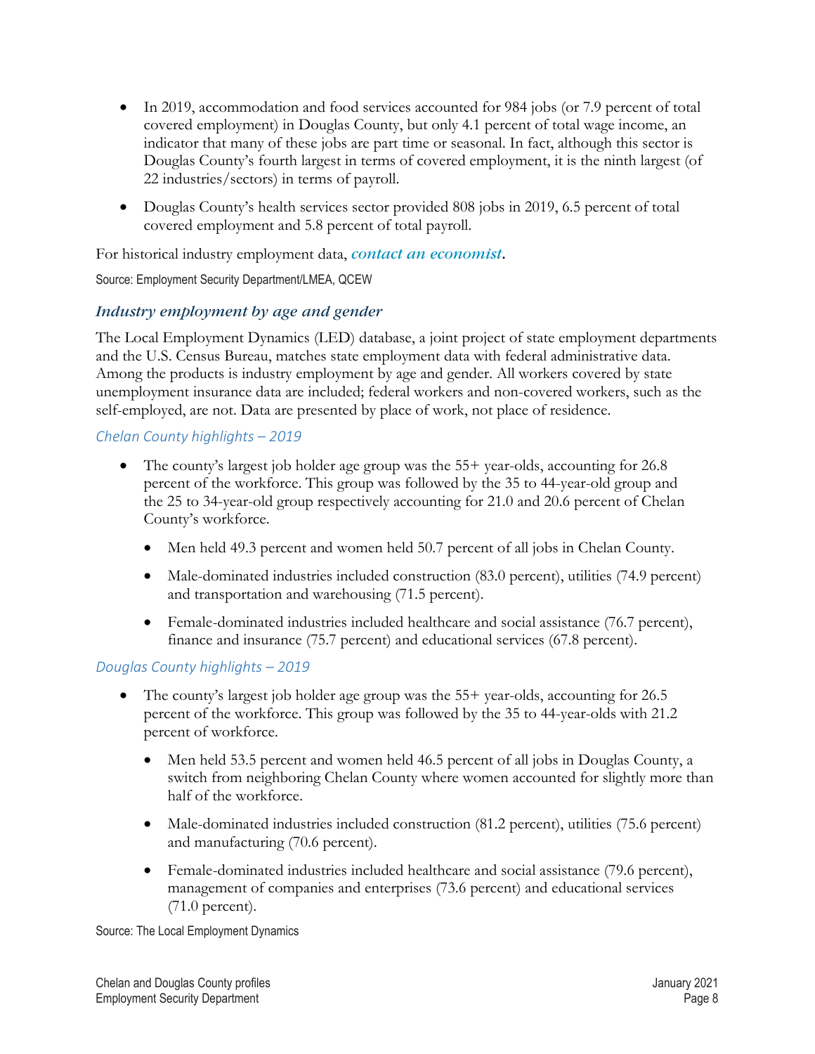- In 2019, accommodation and food services accounted for 984 jobs (or 7.9 percent of total covered employment) in Douglas County, but only 4.1 percent of total wage income, an indicator that many of these jobs are part time or seasonal. In fact, although this sector is Douglas County's fourth largest in terms of covered employment, it is the ninth largest (of 22 industries/sectors) in terms of payroll.
- Douglas County's health services sector provided 808 jobs in 2019, 6.5 percent of total covered employment and 5.8 percent of total payroll.

For historical industry employment data, ***contact an economist***.

Source: Employment Security Department/LMEA, QCEW

### *Industry employment by age and gender*

The Local Employment Dynamics (LED) database, a joint project of state employment departments and the U.S. Census Bureau, matches state employment data with federal administrative data. Among the products is industry employment by age and gender. All workers covered by state unemployment insurance data are included; federal workers and non-covered workers, such as the self-employed, are not. Data are presented by place of work, not place of residence.

#### *Chelan County highlights – 2019*

- The county's largest job holder age group was the 55+ year-olds, accounting for 26.8 percent of the workforce. This group was followed by the 35 to 44-year-old group and the 25 to 34-year-old group respectively accounting for 21.0 and 20.6 percent of Chelan County's workforce.
  - Men held 49.3 percent and women held 50.7 percent of all jobs in Chelan County.
  - Male-dominated industries included construction (83.0 percent), utilities (74.9 percent) and transportation and warehousing (71.5 percent).
  - Female-dominated industries included healthcare and social assistance (76.7 percent), finance and insurance (75.7 percent) and educational services (67.8 percent).

#### *Douglas County highlights – 2019*

- The county's largest job holder age group was the 55+ year-olds, accounting for 26.5 percent of the workforce. This group was followed by the 35 to 44-year-olds with 21.2 percent of workforce.
  - Men held 53.5 percent and women held 46.5 percent of all jobs in Douglas County, a switch from neighboring Chelan County where women accounted for slightly more than half of the workforce.
  - Male-dominated industries included construction (81.2 percent), utilities (75.6 percent) and manufacturing (70.6 percent).
  - Female-dominated industries included healthcare and social assistance (79.6 percent), management of companies and enterprises (73.6 percent) and educational services (71.0 percent).

Source: The Local Employment Dynamics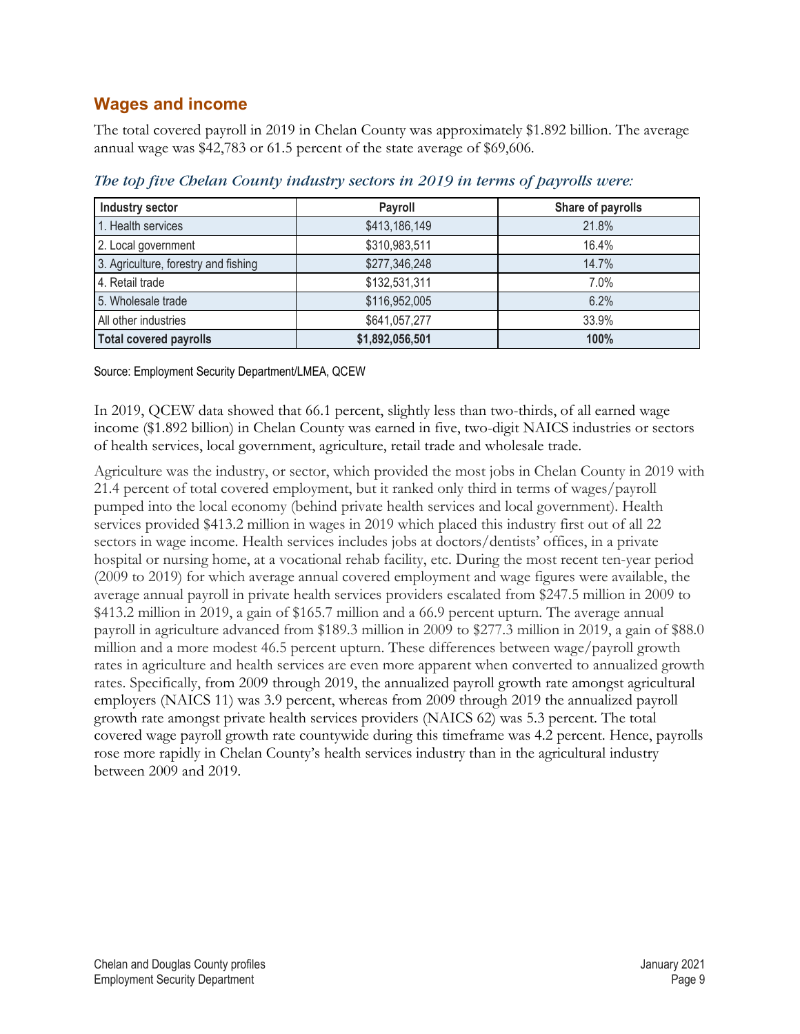## Wages and income

The total covered payroll in 2019 in Chelan County was approximately $1.892 billion. The average annual wage was $42,783 or 61.5 percent of the state average of $69,606.

*The top five Chelan County industry sectors in 2019 in terms of payrolls were:*

| Industry sector | Payroll | Share of payrolls |
|---|---|---|
| 1. Health services | $413,186,149 | 21.8% |
| 2. Local government | $310,983,511 | 16.4% |
| 3. Agriculture, forestry and fishing | $277,346,248 | 14.7% |
| 4. Retail trade | $132,531,311 | 7.0% |
| 5. Wholesale trade | $116,952,005 | 6.2% |
| All other industries | $641,057,277 | 33.9% |
| **Total covered payrolls** | **$1,892,056,501** | **100%** |

Source: Employment Security Department/LMEA, QCEW

In 2019, QCEW data showed that 66.1 percent, slightly less than two-thirds, of all earned wage income ($1.892 billion) in Chelan County was earned in five, two-digit NAICS industries or sectors of health services, local government, agriculture, retail trade and wholesale trade.

Agriculture was the industry, or sector, which provided the most jobs in Chelan County in 2019 with 21.4 percent of total covered employment, but it ranked only third in terms of wages/payroll pumped into the local economy (behind private health services and local government). Health services provided $413.2 million in wages in 2019 which placed this industry first out of all 22 sectors in wage income. Health services includes jobs at doctors/dentists' offices, in a private hospital or nursing home, at a vocational rehab facility, etc. During the most recent ten-year period (2009 to 2019) for which average annual covered employment and wage figures were available, the average annual payroll in private health services providers escalated from $247.5 million in 2009 to $413.2 million in 2019, a gain of $165.7 million and a 66.9 percent upturn. The average annual payroll in agriculture advanced from $189.3 million in 2009 to $277.3 million in 2019, a gain of $88.0 million and a more modest 46.5 percent upturn. These differences between wage/payroll growth rates in agriculture and health services are even more apparent when converted to annualized growth rates. Specifically, from 2009 through 2019, the annualized payroll growth rate amongst agricultural employers (NAICS 11) was 3.9 percent, whereas from 2009 through 2019 the annualized payroll growth rate amongst private health services providers (NAICS 62) was 5.3 percent. The total covered wage payroll growth rate countywide during this timeframe was 4.2 percent. Hence, payrolls rose more rapidly in Chelan County's health services industry than in the agricultural industry between 2009 and 2019.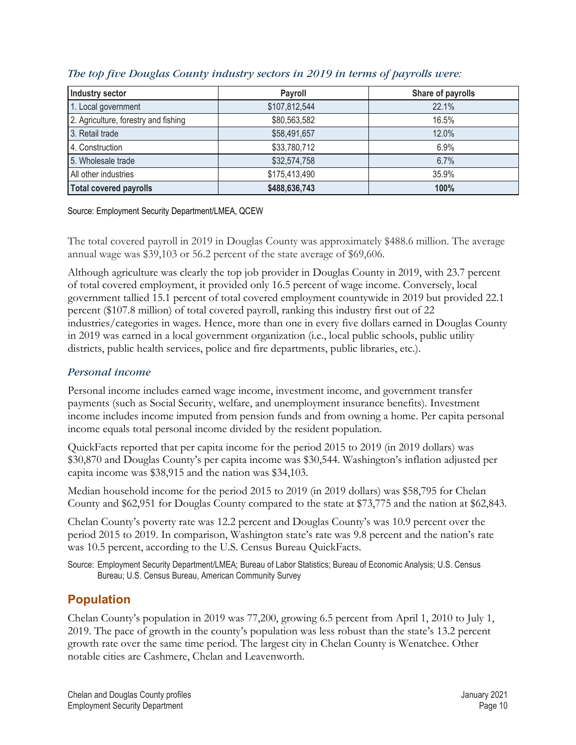*The top five Douglas County industry sectors in 2019 in terms of payrolls were:*

| Industry sector | Payroll | Share of payrolls |
| --- | --- | --- |
| 1. Local government | $107,812,544 | 22.1% |
| 2. Agriculture, forestry and fishing | $80,563,582 | 16.5% |
| 3. Retail trade | $58,491,657 | 12.0% |
| 4. Construction | $33,780,712 | 6.9% |
| 5. Wholesale trade | $32,574,758 | 6.7% |
| All other industries | $175,413,490 | 35.9% |
| **Total covered payrolls** | **$488,636,743** | **100%** |

Source: Employment Security Department/LMEA, QCEW

The total covered payroll in 2019 in Douglas County was approximately $488.6 million. The average annual wage was $39,103 or 56.2 percent of the state average of $69,606.

Although agriculture was clearly the top job provider in Douglas County in 2019, with 23.7 percent of total covered employment, it provided only 16.5 percent of wage income. Conversely, local government tallied 15.1 percent of total covered employment countywide in 2019 but provided 22.1 percent ($107.8 million) of total covered payroll, ranking this industry first out of 22 industries/categories in wages. Hence, more than one in every five dollars earned in Douglas County in 2019 was earned in a local government organization (i.e., local public schools, public utility districts, public health services, police and fire departments, public libraries, etc.).

### *Personal income*

Personal income includes earned wage income, investment income, and government transfer payments (such as Social Security, welfare, and unemployment insurance benefits). Investment income includes income imputed from pension funds and from owning a home. Per capita personal income equals total personal income divided by the resident population.

QuickFacts reported that per capita income for the period 2015 to 2019 (in 2019 dollars) was $30,870 and Douglas County's per capita income was $30,544. Washington's inflation adjusted per capita income was $38,915 and the nation was $34,103.

Median household income for the period 2015 to 2019 (in 2019 dollars) was $58,795 for Chelan County and $62,951 for Douglas County compared to the state at $73,775 and the nation at $62,843.

Chelan County's poverty rate was 12.2 percent and Douglas County's was 10.9 percent over the period 2015 to 2019. In comparison, Washington state's rate was 9.8 percent and the nation's rate was 10.5 percent, according to the U.S. Census Bureau QuickFacts.

Source: Employment Security Department/LMEA; Bureau of Labor Statistics; Bureau of Economic Analysis; U.S. Census Bureau; U.S. Census Bureau, American Community Survey

## Population

Chelan County's population in 2019 was 77,200, growing 6.5 percent from April 1, 2010 to July 1, 2019. The pace of growth in the county's population was less robust than the state's 13.2 percent growth rate over the same time period. The largest city in Chelan County is Wenatchee. Other notable cities are Cashmere, Chelan and Leavenworth.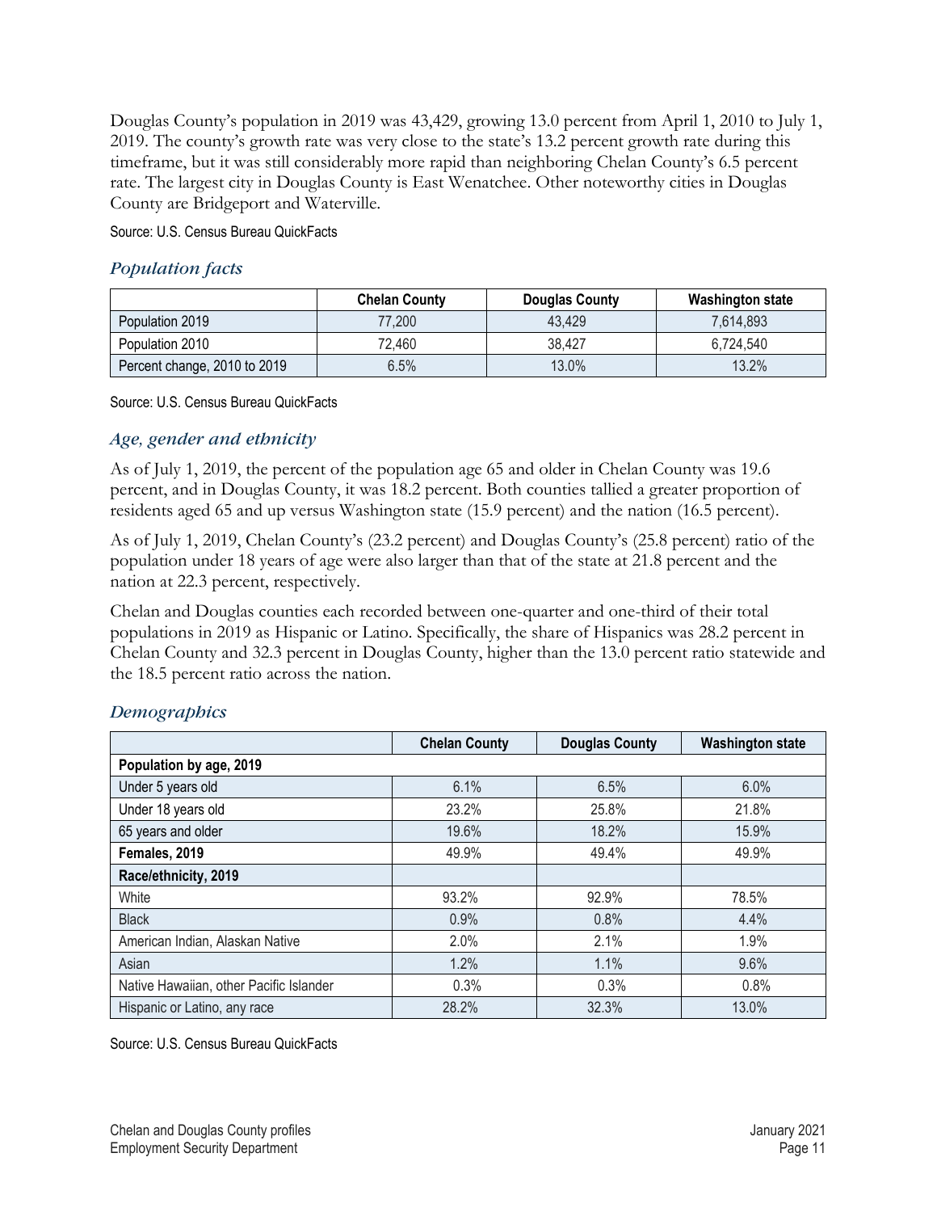Douglas County's population in 2019 was 43,429, growing 13.0 percent from April 1, 2010 to July 1, 2019. The county's growth rate was very close to the state's 13.2 percent growth rate during this timeframe, but it was still considerably more rapid than neighboring Chelan County's 6.5 percent rate. The largest city in Douglas County is East Wenatchee. Other noteworthy cities in Douglas County are Bridgeport and Waterville.

Source: U.S. Census Bureau QuickFacts

### *Population facts*

| | Chelan County | Douglas County | Washington state |
|---|---|---|---|
| Population 2019 | 77,200 | 43,429 | 7,614,893 |
| Population 2010 | 72,460 | 38,427 | 6,724,540 |
| Percent change, 2010 to 2019 | 6.5% | 13.0% | 13.2% |

Source: U.S. Census Bureau QuickFacts

### *Age, gender and ethnicity*

As of July 1, 2019, the percent of the population age 65 and older in Chelan County was 19.6 percent, and in Douglas County, it was 18.2 percent. Both counties tallied a greater proportion of residents aged 65 and up versus Washington state (15.9 percent) and the nation (16.5 percent).

As of July 1, 2019, Chelan County's (23.2 percent) and Douglas County's (25.8 percent) ratio of the population under 18 years of age were also larger than that of the state at 21.8 percent and the nation at 22.3 percent, respectively.

Chelan and Douglas counties each recorded between one-quarter and one-third of their total populations in 2019 as Hispanic or Latino. Specifically, the share of Hispanics was 28.2 percent in Chelan County and 32.3 percent in Douglas County, higher than the 13.0 percent ratio statewide and the 18.5 percent ratio across the nation.

### *Demographics*

| | Chelan County | Douglas County | Washington state |
|---|---|---|---|
| **Population by age, 2019** | | | |
| Under 5 years old | 6.1% | 6.5% | 6.0% |
| Under 18 years old | 23.2% | 25.8% | 21.8% |
| 65 years and older | 19.6% | 18.2% | 15.9% |
| **Females, 2019** | 49.9% | 49.4% | 49.9% |
| **Race/ethnicity, 2019** | | | |
| White | 93.2% | 92.9% | 78.5% |
| Black | 0.9% | 0.8% | 4.4% |
| American Indian, Alaskan Native | 2.0% | 2.1% | 1.9% |
| Asian | 1.2% | 1.1% | 9.6% |
| Native Hawaiian, other Pacific Islander | 0.3% | 0.3% | 0.8% |
| Hispanic or Latino, any race | 28.2% | 32.3% | 13.0% |

Source: U.S. Census Bureau QuickFacts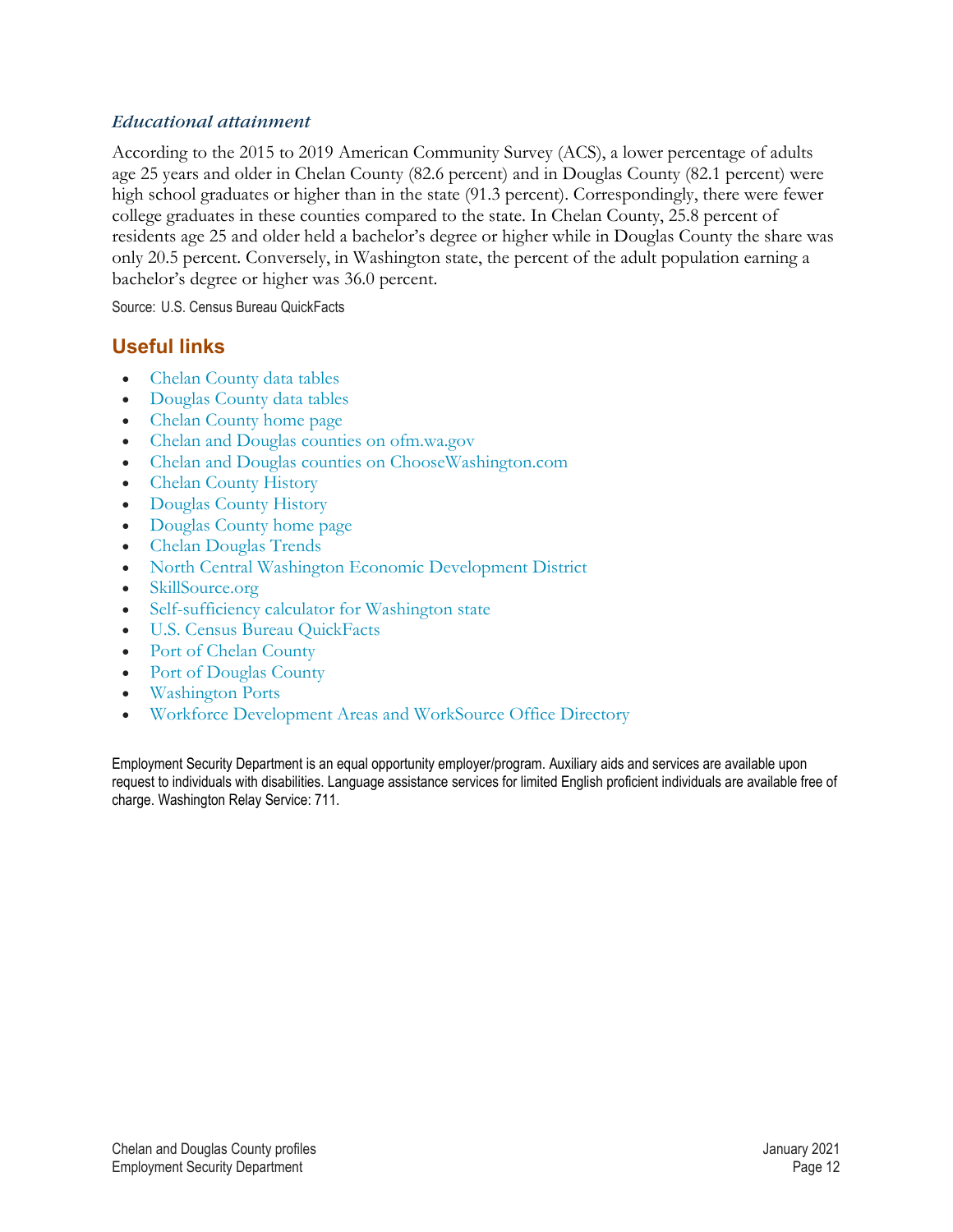### *Educational attainment*

According to the 2015 to 2019 American Community Survey (ACS), a lower percentage of adults age 25 years and older in Chelan County (82.6 percent) and in Douglas County (82.1 percent) were high school graduates or higher than in the state (91.3 percent). Correspondingly, there were fewer college graduates in these counties compared to the state. In Chelan County, 25.8 percent of residents age 25 and older held a bachelor's degree or higher while in Douglas County the share was only 20.5 percent. Conversely, in Washington state, the percent of the adult population earning a bachelor's degree or higher was 36.0 percent.

Source: U.S. Census Bureau QuickFacts

## Useful links

- Chelan County data tables
- Douglas County data tables
- Chelan County home page
- Chelan and Douglas counties on ofm.wa.gov
- Chelan and Douglas counties on ChooseWashington.com
- Chelan County History
- Douglas County History
- Douglas County home page
- Chelan Douglas Trends
- North Central Washington Economic Development District
- SkillSource.org
- Self-sufficiency calculator for Washington state
- U.S. Census Bureau QuickFacts
- Port of Chelan County
- Port of Douglas County
- Washington Ports
- Workforce Development Areas and WorkSource Office Directory

Employment Security Department is an equal opportunity employer/program. Auxiliary aids and services are available upon request to individuals with disabilities. Language assistance services for limited English proficient individuals are available free of charge. Washington Relay Service: 711.